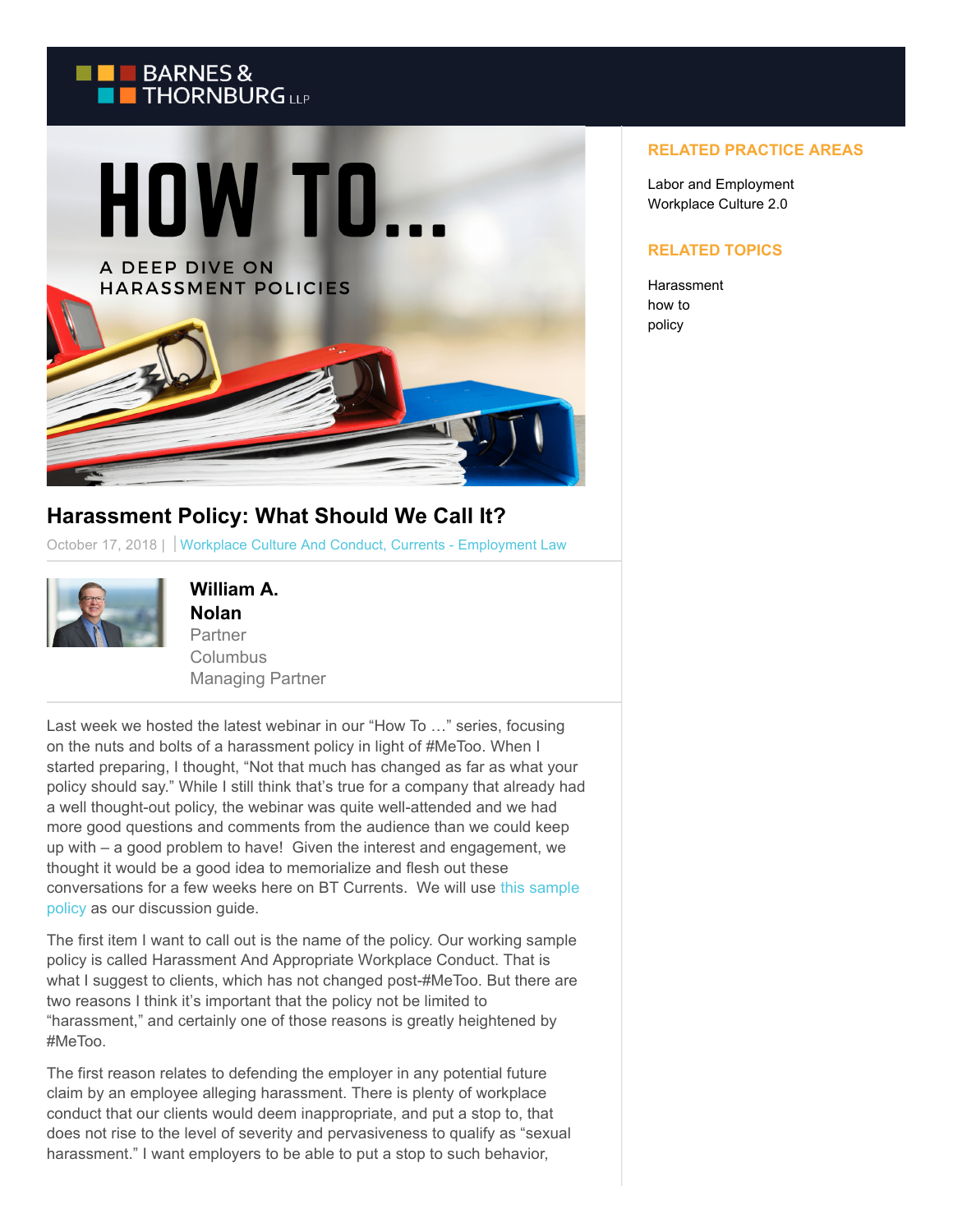BARNES & THORNBURG LLP

HOW TO...

A DEEP DIVE ON HARASSMENT POLICIES

# Harassment Policy: What Should We Call It?

October 17, 2018 | Workplace Culture And Conduct, Currents - Employment Law

**William A. Nolan**
Partner
Columbus
Managing Partner

Last week we hosted the latest webinar in our "How To …" series, focusing on the nuts and bolts of a harassment policy in light of #MeToo. When I started preparing, I thought, "Not that much has changed as far as what your policy should say." While I still think that's true for a company that already had a well thought-out policy, the webinar was quite well-attended and we had more good questions and comments from the audience than we could keep up with – a good problem to have! Given the interest and engagement, we thought it would be a good idea to memorialize and flesh out these conversations for a few weeks here on BT Currents. We will use this sample policy as our discussion guide.

The first item I want to call out is the name of the policy. Our working sample policy is called Harassment And Appropriate Workplace Conduct. That is what I suggest to clients, which has not changed post-#MeToo. But there are two reasons I think it's important that the policy not be limited to "harassment," and certainly one of those reasons is greatly heightened by #MeToo.

The first reason relates to defending the employer in any potential future claim by an employee alleging harassment. There is plenty of workplace conduct that our clients would deem inappropriate, and put a stop to, that does not rise to the level of severity and pervasiveness to qualify as "sexual harassment." I want employers to be able to put a stop to such behavior,

## RELATED PRACTICE AREAS

Labor and Employment
Workplace Culture 2.0

## RELATED TOPICS

Harassment
how to
policy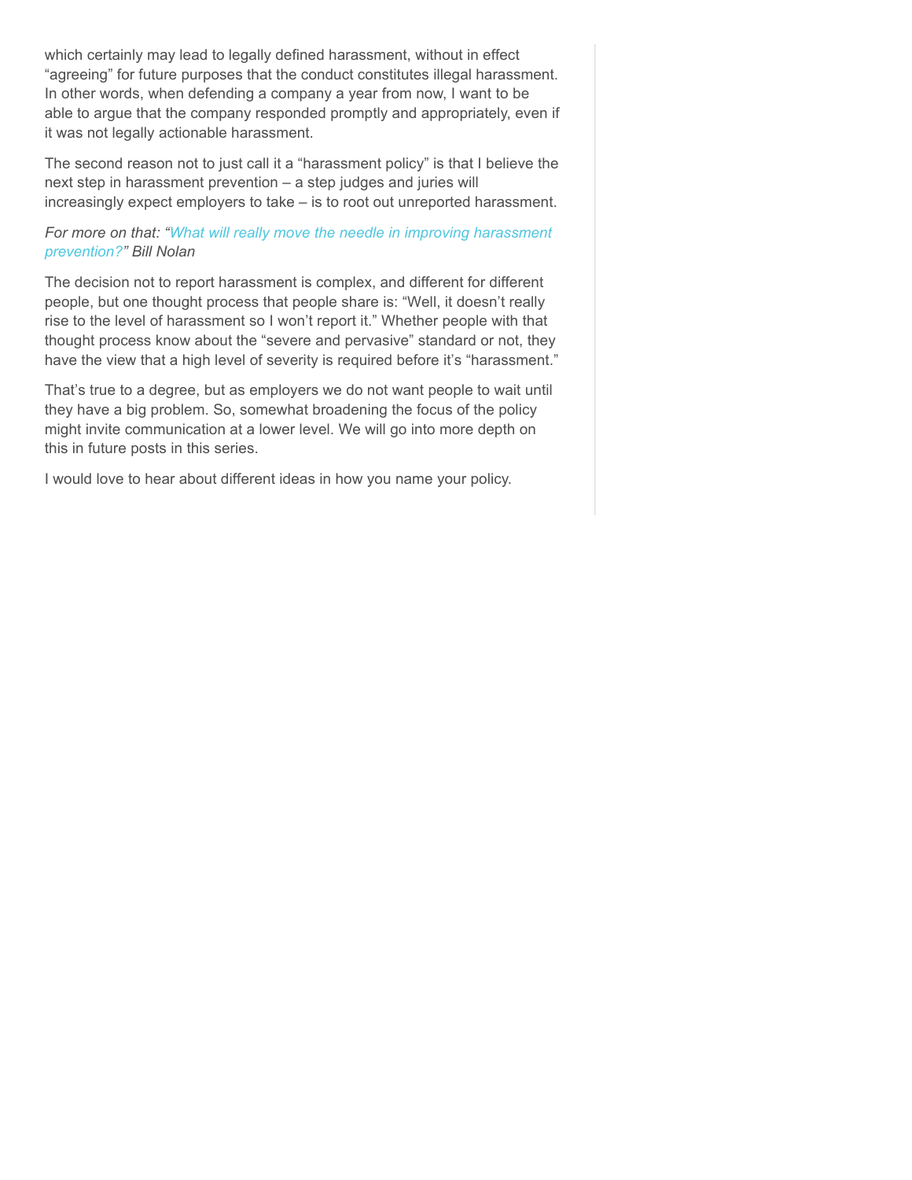which certainly may lead to legally defined harassment, without in effect "agreeing" for future purposes that the conduct constitutes illegal harassment. In other words, when defending a company a year from now, I want to be able to argue that the company responded promptly and appropriately, even if it was not legally actionable harassment.

The second reason not to just call it a "harassment policy" is that I believe the next step in harassment prevention – a step judges and juries will increasingly expect employers to take – is to root out unreported harassment.

*For more on that: "What will really move the needle in improving harassment prevention?" Bill Nolan*

The decision not to report harassment is complex, and different for different people, but one thought process that people share is: "Well, it doesn't really rise to the level of harassment so I won't report it." Whether people with that thought process know about the "severe and pervasive" standard or not, they have the view that a high level of severity is required before it's "harassment."

That's true to a degree, but as employers we do not want people to wait until they have a big problem. So, somewhat broadening the focus of the policy might invite communication at a lower level. We will go into more depth on this in future posts in this series.

I would love to hear about different ideas in how you name your policy.